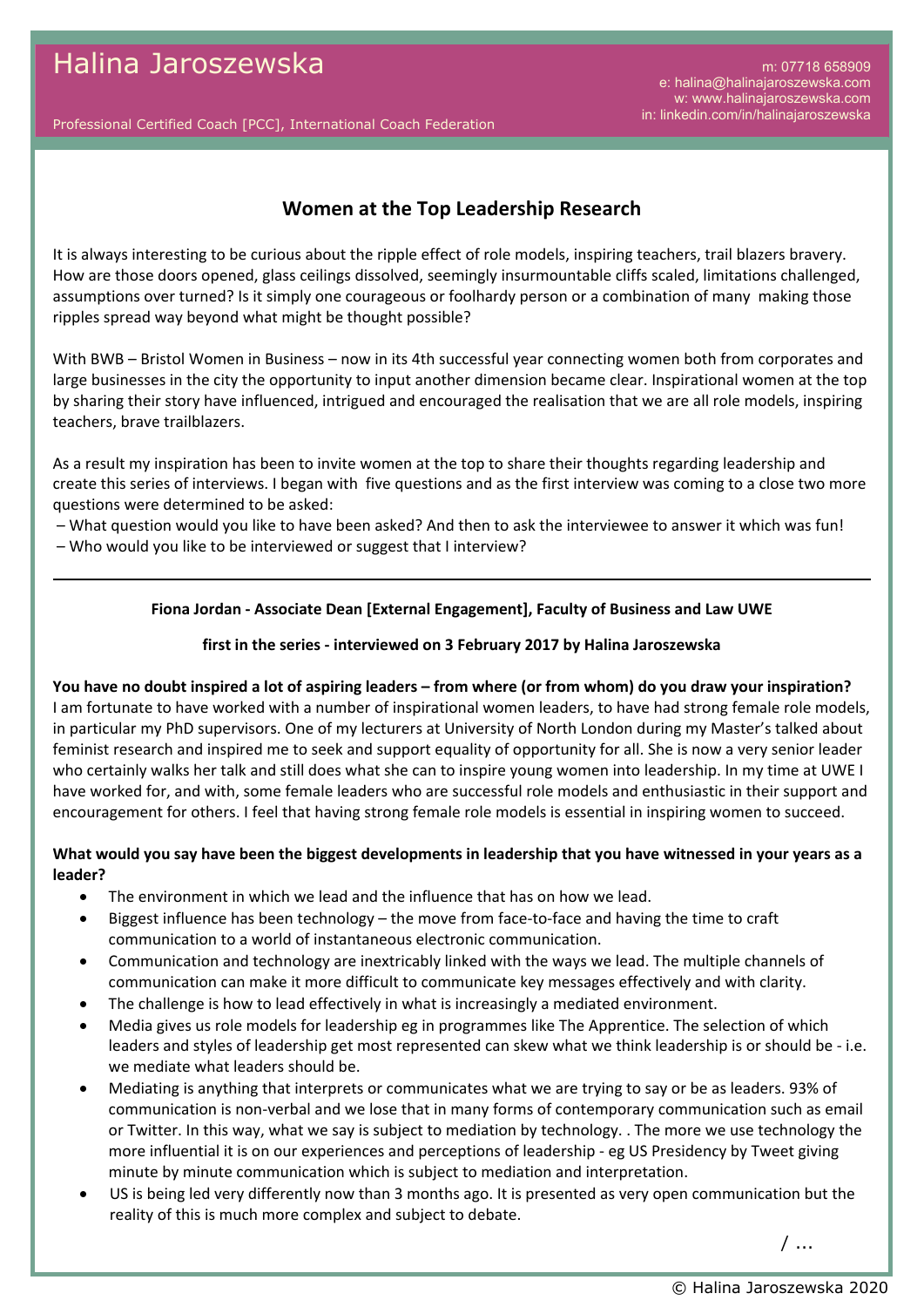# Halina Jaroszewska

Professional Certified Coach [PCC], International Coach Federation

m: 07718 658909
e: halina@halinajaroszewska.com
w: www.halinajaroszewska.com
in: linkedin.com/in/halinajaroszewska

## Women at the Top Leadership Research

It is always interesting to be curious about the ripple effect of role models, inspiring teachers, trail blazers bravery. How are those doors opened, glass ceilings dissolved, seemingly insurmountable cliffs scaled, limitations challenged, assumptions over turned? Is it simply one courageous or foolhardy person or a combination of many making those ripples spread way beyond what might be thought possible?

With BWB – Bristol Women in Business – now in its 4th successful year connecting women both from corporates and large businesses in the city the opportunity to input another dimension became clear. Inspirational women at the top by sharing their story have influenced, intrigued and encouraged the realisation that we are all role models, inspiring teachers, brave trailblazers.

As a result my inspiration has been to invite women at the top to share their thoughts regarding leadership and create this series of interviews. I began with five questions and as the first interview was coming to a close two more questions were determined to be asked:

– What question would you like to have been asked? And then to ask the interviewee to answer it which was fun!
– Who would you like to be interviewed or suggest that I interview?

---

**Fiona Jordan - Associate Dean [External Engagement], Faculty of Business and Law UWE**

**first in the series - interviewed on 3 February 2017 by Halina Jaroszewska**

**You have no doubt inspired a lot of aspiring leaders – from where (or from whom) do you draw your inspiration?**
I am fortunate to have worked with a number of inspirational women leaders, to have had strong female role models, in particular my PhD supervisors. One of my lecturers at University of North London during my Master's talked about feminist research and inspired me to seek and support equality of opportunity for all. She is now a very senior leader who certainly walks her talk and still does what she can to inspire young women into leadership. In my time at UWE I have worked for, and with, some female leaders who are successful role models and enthusiastic in their support and encouragement for others. I feel that having strong female role models is essential in inspiring women to succeed.

**What would you say have been the biggest developments in leadership that you have witnessed in your years as a leader?**

- The environment in which we lead and the influence that has on how we lead.
- Biggest influence has been technology – the move from face-to-face and having the time to craft communication to a world of instantaneous electronic communication.
- Communication and technology are inextricably linked with the ways we lead. The multiple channels of communication can make it more difficult to communicate key messages effectively and with clarity.
- The challenge is how to lead effectively in what is increasingly a mediated environment.
- Media gives us role models for leadership eg in programmes like The Apprentice. The selection of which leaders and styles of leadership get most represented can skew what we think leadership is or should be - i.e. we mediate what leaders should be.
- Mediating is anything that interprets or communicates what we are trying to say or be as leaders. 93% of communication is non-verbal and we lose that in many forms of contemporary communication such as email or Twitter. In this way, what we say is subject to mediation by technology. . The more we use technology the more influential it is on our experiences and perceptions of leadership - eg US Presidency by Tweet giving minute by minute communication which is subject to mediation and interpretation.
- US is being led very differently now than 3 months ago. It is presented as very open communication but the reality of this is much more complex and subject to debate.

/ ...

© Halina Jaroszewska 2020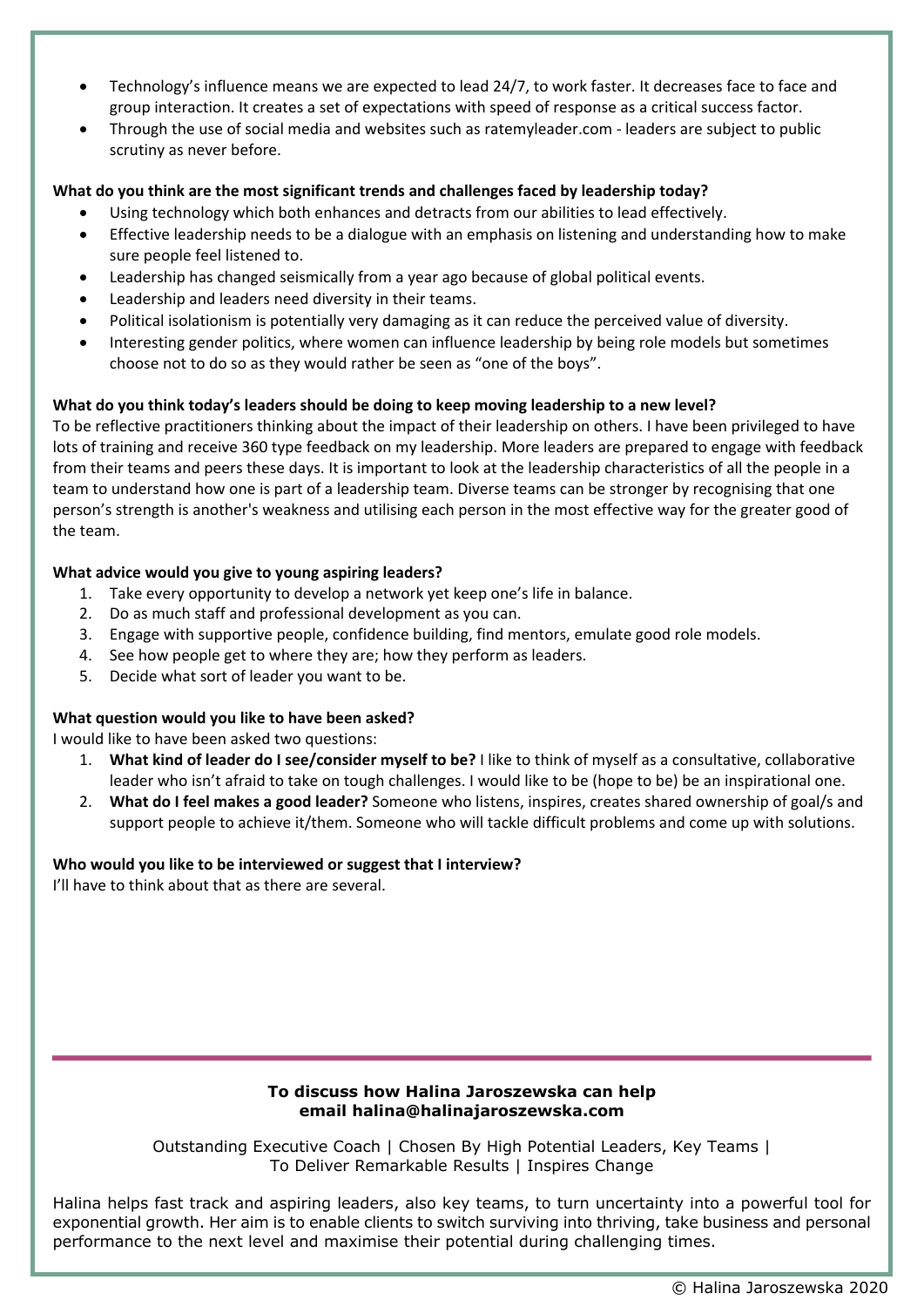- Technology's influence means we are expected to lead 24/7, to work faster. It decreases face to face and group interaction. It creates a set of expectations with speed of response as a critical success factor.
- Through the use of social media and websites such as ratemyleader.com - leaders are subject to public scrutiny as never before.

**What do you think are the most significant trends and challenges faced by leadership today?**

- Using technology which both enhances and detracts from our abilities to lead effectively.
- Effective leadership needs to be a dialogue with an emphasis on listening and understanding how to make sure people feel listened to.
- Leadership has changed seismically from a year ago because of global political events.
- Leadership and leaders need diversity in their teams.
- Political isolationism is potentially very damaging as it can reduce the perceived value of diversity.
- Interesting gender politics, where women can influence leadership by being role models but sometimes choose not to do so as they would rather be seen as "one of the boys".

**What do you think today's leaders should be doing to keep moving leadership to a new level?**

To be reflective practitioners thinking about the impact of their leadership on others. I have been privileged to have lots of training and receive 360 type feedback on my leadership. More leaders are prepared to engage with feedback from their teams and peers these days. It is important to look at the leadership characteristics of all the people in a team to understand how one is part of a leadership team. Diverse teams can be stronger by recognising that one person's strength is another's weakness and utilising each person in the most effective way for the greater good of the team.

**What advice would you give to young aspiring leaders?**

1. Take every opportunity to develop a network yet keep one's life in balance.
2. Do as much staff and professional development as you can.
3. Engage with supportive people, confidence building, find mentors, emulate good role models.
4. See how people get to where they are; how they perform as leaders.
5. Decide what sort of leader you want to be.

**What question would you like to have been asked?**

I would like to have been asked two questions:

1. **What kind of leader do I see/consider myself to be?** I like to think of myself as a consultative, collaborative leader who isn't afraid to take on tough challenges. I would like to be (hope to be) be an inspirational one.
2. **What do I feel makes a good leader?** Someone who listens, inspires, creates shared ownership of goal/s and support people to achieve it/them. Someone who will tackle difficult problems and come up with solutions.

**Who would you like to be interviewed or suggest that I interview?**

I'll have to think about that as there are several.

---

**To discuss how Halina Jaroszewska can help**
**email halina@halinajaroszewska.com**

Outstanding Executive Coach | Chosen By High Potential Leaders, Key Teams | To Deliver Remarkable Results | Inspires Change

Halina helps fast track and aspiring leaders, also key teams, to turn uncertainty into a powerful tool for exponential growth. Her aim is to enable clients to switch surviving into thriving, take business and personal performance to the next level and maximise their potential during challenging times.

© Halina Jaroszewska 2020